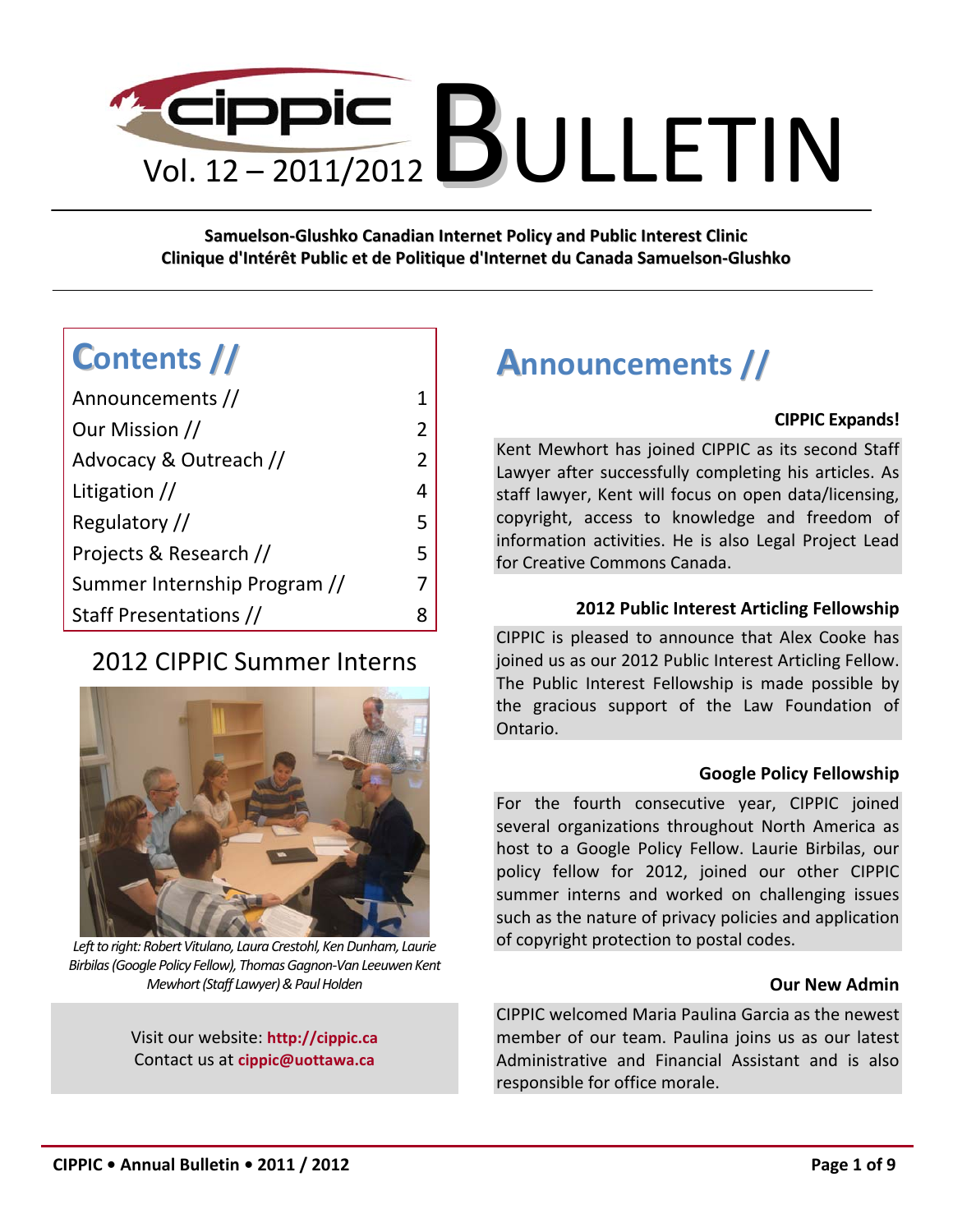# cippic BULLETIN

Vol. 12 – 2011/2012

**Samuelson-Glushko Canadian Internet Policy and Public Interest Clinic**
**Clinique d'Intérêt Public et de Politique d'Internet du Canada Samuelson-Glushko**

## Contents //

| | |
|---|---|
| Announcements // | 1 |
| Our Mission // | 2 |
| Advocacy & Outreach // | 2 |
| Litigation // | 4 |
| Regulatory // | 5 |
| Projects & Research // | 5 |
| Summer Internship Program // | 7 |
| Staff Presentations // | 8 |

## 2012 CIPPIC Summer Interns

*Left to right: Robert Vitulano, Laura Crestohl, Ken Dunham, Laurie Birbilas (Google Policy Fellow), Thomas Gagnon-Van Leeuwen Kent Mewhort (Staff Lawyer) & Paul Holden*

Visit our website: **http://cippic.ca**
Contact us at **cippic@uottawa.ca**

## Announcements //

### CIPPIC Expands!

Kent Mewhort has joined CIPPIC as its second Staff Lawyer after successfully completing his articles. As staff lawyer, Kent will focus on open data/licensing, copyright, access to knowledge and freedom of information activities. He is also Legal Project Lead for Creative Commons Canada.

### 2012 Public Interest Articling Fellowship

CIPPIC is pleased to announce that Alex Cooke has joined us as our 2012 Public Interest Articling Fellow. The Public Interest Fellowship is made possible by the gracious support of the Law Foundation of Ontario.

### Google Policy Fellowship

For the fourth consecutive year, CIPPIC joined several organizations throughout North America as host to a Google Policy Fellow. Laurie Birbilas, our policy fellow for 2012, joined our other CIPPIC summer interns and worked on challenging issues such as the nature of privacy policies and application of copyright protection to postal codes.

### Our New Admin

CIPPIC welcomed Maria Paulina Garcia as the newest member of our team. Paulina joins us as our latest Administrative and Financial Assistant and is also responsible for office morale.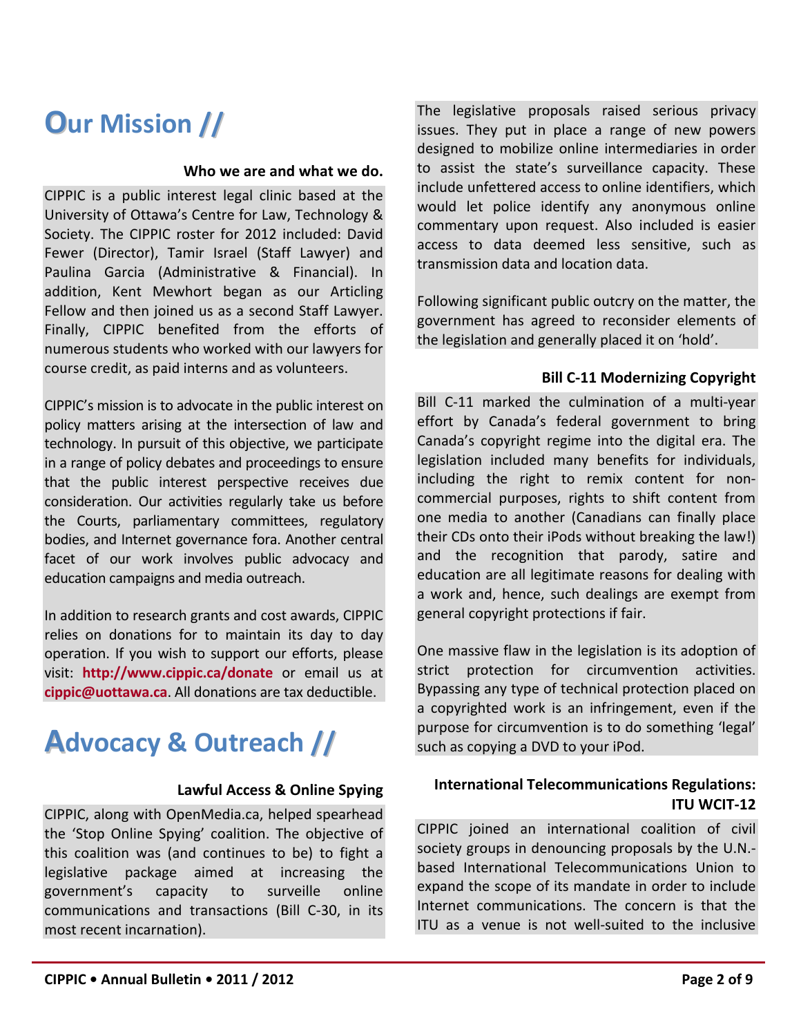# Our Mission //

### Who we are and what we do.

CIPPIC is a public interest legal clinic based at the University of Ottawa's Centre for Law, Technology & Society. The CIPPIC roster for 2012 included: David Fewer (Director), Tamir Israel (Staff Lawyer) and Paulina Garcia (Administrative & Financial). In addition, Kent Mewhort began as our Articling Fellow and then joined us as a second Staff Lawyer. Finally, CIPPIC benefited from the efforts of numerous students who worked with our lawyers for course credit, as paid interns and as volunteers.

CIPPIC's mission is to advocate in the public interest on policy matters arising at the intersection of law and technology. In pursuit of this objective, we participate in a range of policy debates and proceedings to ensure that the public interest perspective receives due consideration. Our activities regularly take us before the Courts, parliamentary committees, regulatory bodies, and Internet governance fora. Another central facet of our work involves public advocacy and education campaigns and media outreach.

In addition to research grants and cost awards, CIPPIC relies on donations for to maintain its day to day operation. If you wish to support our efforts, please visit: **http://www.cippic.ca/donate** or email us at **cippic@uottawa.ca**. All donations are tax deductible.

# Advocacy & Outreach //

### Lawful Access & Online Spying

CIPPIC, along with OpenMedia.ca, helped spearhead the 'Stop Online Spying' coalition. The objective of this coalition was (and continues to be) to fight a legislative package aimed at increasing the government's capacity to surveille online communications and transactions (Bill C-30, in its most recent incarnation).

The legislative proposals raised serious privacy issues. They put in place a range of new powers designed to mobilize online intermediaries in order to assist the state's surveillance capacity. These include unfettered access to online identifiers, which would let police identify any anonymous online commentary upon request. Also included is easier access to data deemed less sensitive, such as transmission data and location data.

Following significant public outcry on the matter, the government has agreed to reconsider elements of the legislation and generally placed it on 'hold'.

### Bill C-11 Modernizing Copyright

Bill C-11 marked the culmination of a multi-year effort by Canada's federal government to bring Canada's copyright regime into the digital era. The legislation included many benefits for individuals, including the right to remix content for non-commercial purposes, rights to shift content from one media to another (Canadians can finally place their CDs onto their iPods without breaking the law!) and the recognition that parody, satire and education are all legitimate reasons for dealing with a work and, hence, such dealings are exempt from general copyright protections if fair.

One massive flaw in the legislation is its adoption of strict protection for circumvention activities. Bypassing any type of technical protection placed on a copyrighted work is an infringement, even if the purpose for circumvention is to do something 'legal' such as copying a DVD to your iPod.

### International Telecommunications Regulations: ITU WCIT-12

CIPPIC joined an international coalition of civil society groups in denouncing proposals by the U.N.-based International Telecommunications Union to expand the scope of its mandate in order to include Internet communications. The concern is that the ITU as a venue is not well-suited to the inclusive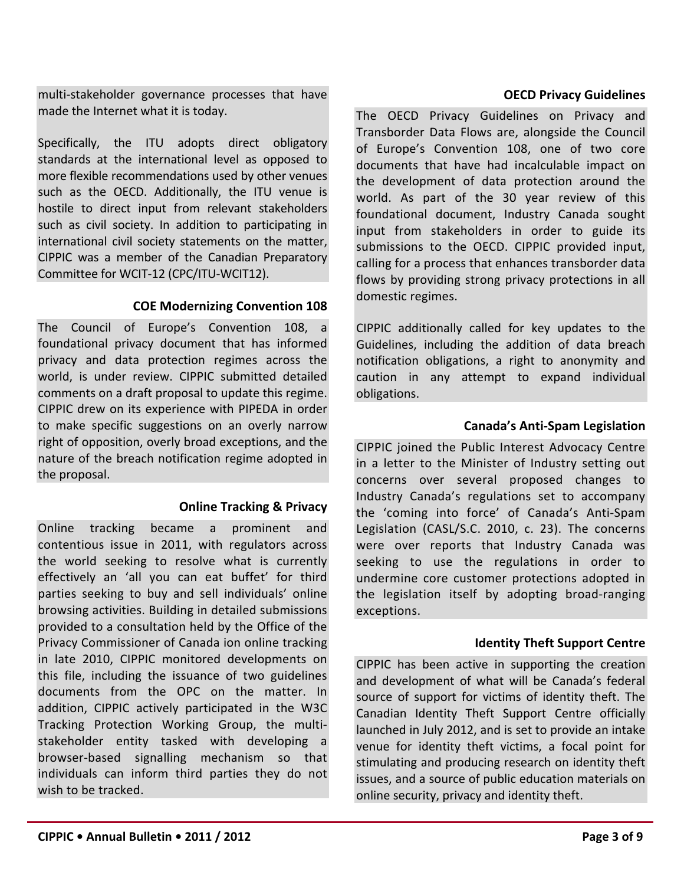multi-stakeholder governance processes that have made the Internet what it is today.

Specifically, the ITU adopts direct obligatory standards at the international level as opposed to more flexible recommendations used by other venues such as the OECD. Additionally, the ITU venue is hostile to direct input from relevant stakeholders such as civil society. In addition to participating in international civil society statements on the matter, CIPPIC was a member of the Canadian Preparatory Committee for WCIT-12 (CPC/ITU-WCIT12).

### COE Modernizing Convention 108

The Council of Europe's Convention 108, a foundational privacy document that has informed privacy and data protection regimes across the world, is under review. CIPPIC submitted detailed comments on a draft proposal to update this regime. CIPPIC drew on its experience with PIPEDA in order to make specific suggestions on an overly narrow right of opposition, overly broad exceptions, and the nature of the breach notification regime adopted in the proposal.

### Online Tracking & Privacy

Online tracking became a prominent and contentious issue in 2011, with regulators across the world seeking to resolve what is currently effectively an 'all you can eat buffet' for third parties seeking to buy and sell individuals' online browsing activities. Building in detailed submissions provided to a consultation held by the Office of the Privacy Commissioner of Canada ion online tracking in late 2010, CIPPIC monitored developments on this file, including the issuance of two guidelines documents from the OPC on the matter. In addition, CIPPIC actively participated in the W3C Tracking Protection Working Group, the multi-stakeholder entity tasked with developing a browser-based signalling mechanism so that individuals can inform third parties they do not wish to be tracked.

### OECD Privacy Guidelines

The OECD Privacy Guidelines on Privacy and Transborder Data Flows are, alongside the Council of Europe's Convention 108, one of two core documents that have had incalculable impact on the development of data protection around the world. As part of the 30 year review of this foundational document, Industry Canada sought input from stakeholders in order to guide its submissions to the OECD. CIPPIC provided input, calling for a process that enhances transborder data flows by providing strong privacy protections in all domestic regimes.

CIPPIC additionally called for key updates to the Guidelines, including the addition of data breach notification obligations, a right to anonymity and caution in any attempt to expand individual obligations.

### Canada's Anti-Spam Legislation

CIPPIC joined the Public Interest Advocacy Centre in a letter to the Minister of Industry setting out concerns over several proposed changes to Industry Canada's regulations set to accompany the 'coming into force' of Canada's Anti-Spam Legislation (CASL/S.C. 2010, c. 23). The concerns were over reports that Industry Canada was seeking to use the regulations in order to undermine core customer protections adopted in the legislation itself by adopting broad-ranging exceptions.

### Identity Theft Support Centre

CIPPIC has been active in supporting the creation and development of what will be Canada's federal source of support for victims of identity theft. The Canadian Identity Theft Support Centre officially launched in July 2012, and is set to provide an intake venue for identity theft victims, a focal point for stimulating and producing research on identity theft issues, and a source of public education materials on online security, privacy and identity theft.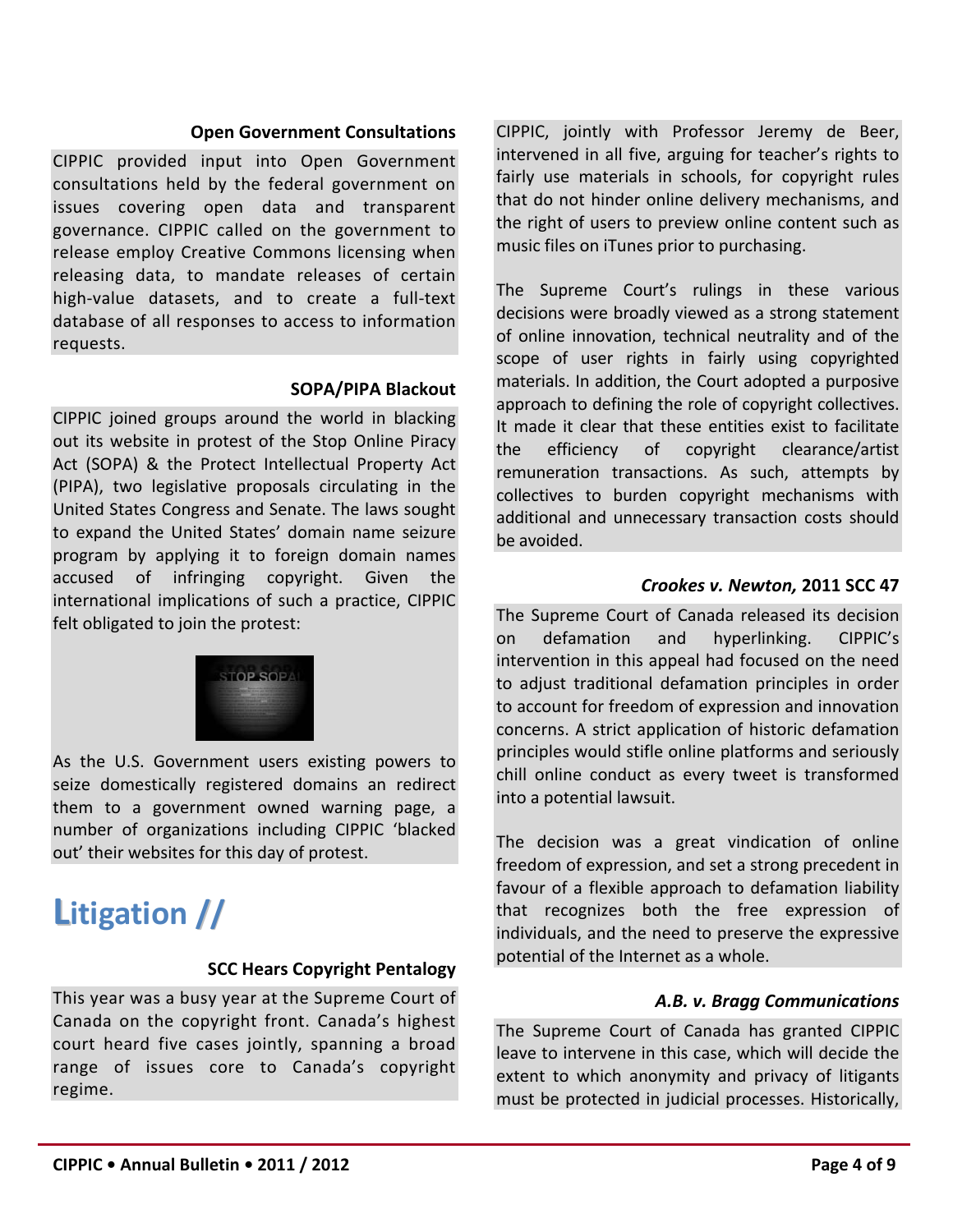### Open Government Consultations

CIPPIC provided input into Open Government consultations held by the federal government on issues covering open data and transparent governance. CIPPIC called on the government to release employ Creative Commons licensing when releasing data, to mandate releases of certain high-value datasets, and to create a full-text database of all responses to access to information requests.

### SOPA/PIPA Blackout

CIPPIC joined groups around the world in blacking out its website in protest of the Stop Online Piracy Act (SOPA) & the Protect Intellectual Property Act (PIPA), two legislative proposals circulating in the United States Congress and Senate. The laws sought to expand the United States' domain name seizure program by applying it to foreign domain names accused of infringing copyright. Given the international implications of such a practice, CIPPIC felt obligated to join the protest:

As the U.S. Government users existing powers to seize domestically registered domains an redirect them to a government owned warning page, a number of organizations including CIPPIC 'blacked out' their websites for this day of protest.

# Litigation //

### SCC Hears Copyright Pentalogy

This year was a busy year at the Supreme Court of Canada on the copyright front. Canada's highest court heard five cases jointly, spanning a broad range of issues core to Canada's copyright regime.

CIPPIC, jointly with Professor Jeremy de Beer, intervened in all five, arguing for teacher's rights to fairly use materials in schools, for copyright rules that do not hinder online delivery mechanisms, and the right of users to preview online content such as music files on iTunes prior to purchasing.

The Supreme Court's rulings in these various decisions were broadly viewed as a strong statement of online innovation, technical neutrality and of the scope of user rights in fairly using copyrighted materials. In addition, the Court adopted a purposive approach to defining the role of copyright collectives. It made it clear that these entities exist to facilitate the efficiency of copyright clearance/artist remuneration transactions. As such, attempts by collectives to burden copyright mechanisms with additional and unnecessary transaction costs should be avoided.

### *Crookes v. Newton,* 2011 SCC 47

The Supreme Court of Canada released its decision on defamation and hyperlinking. CIPPIC's intervention in this appeal had focused on the need to adjust traditional defamation principles in order to account for freedom of expression and innovation concerns. A strict application of historic defamation principles would stifle online platforms and seriously chill online conduct as every tweet is transformed into a potential lawsuit.

The decision was a great vindication of online freedom of expression, and set a strong precedent in favour of a flexible approach to defamation liability that recognizes both the free expression of individuals, and the need to preserve the expressive potential of the Internet as a whole.

### *A.B. v. Bragg Communications*

The Supreme Court of Canada has granted CIPPIC leave to intervene in this case, which will decide the extent to which anonymity and privacy of litigants must be protected in judicial processes. Historically,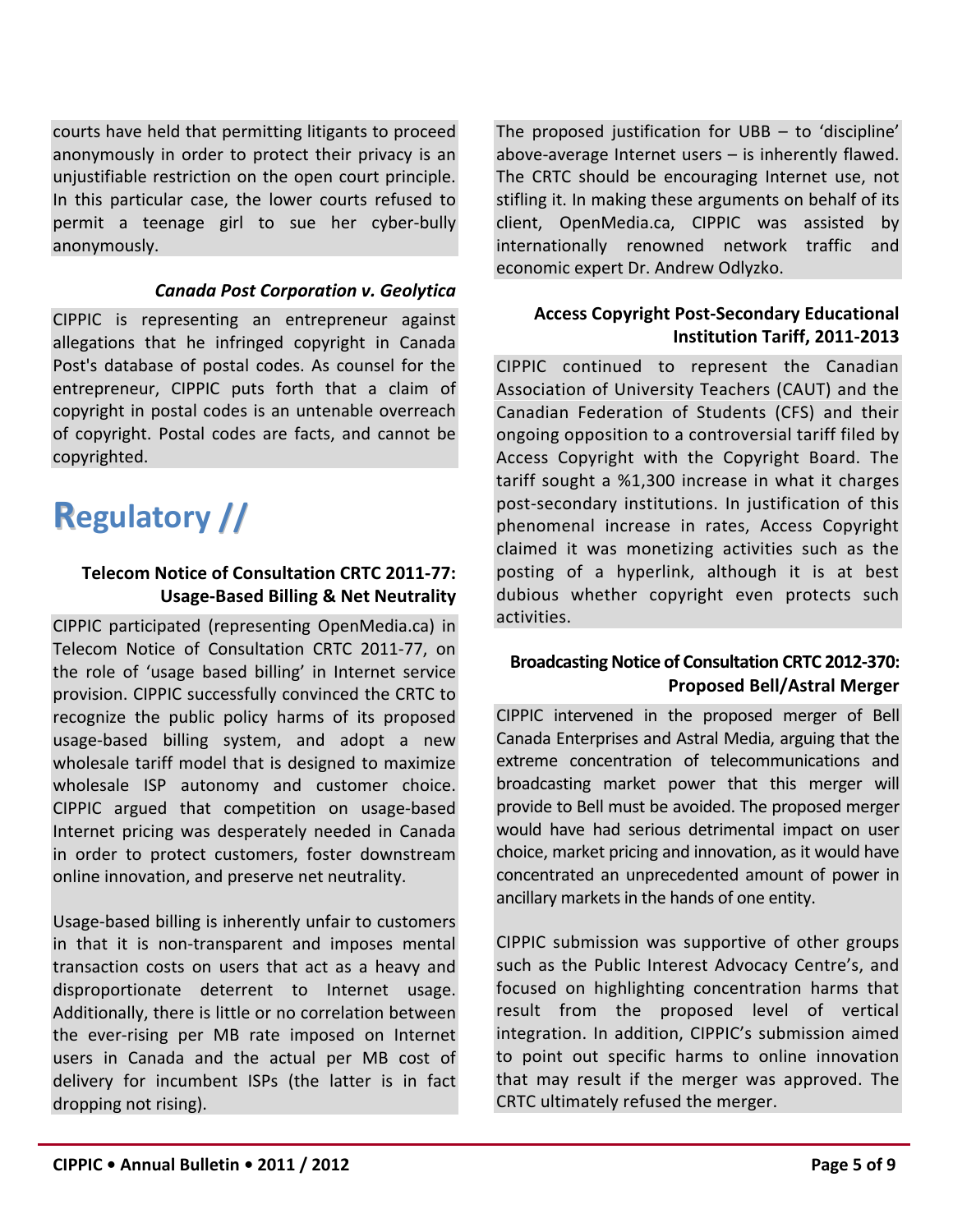courts have held that permitting litigants to proceed anonymously in order to protect their privacy is an unjustifiable restriction on the open court principle. In this particular case, the lower courts refused to permit a teenage girl to sue her cyber-bully anonymously.

### *Canada Post Corporation v. Geolytica*

CIPPIC is representing an entrepreneur against allegations that he infringed copyright in Canada Post's database of postal codes. As counsel for the entrepreneur, CIPPIC puts forth that a claim of copyright in postal codes is an untenable overreach of copyright. Postal codes are facts, and cannot be copyrighted.

# Regulatory //

### Telecom Notice of Consultation CRTC 2011-77: Usage-Based Billing & Net Neutrality

CIPPIC participated (representing OpenMedia.ca) in Telecom Notice of Consultation CRTC 2011-77, on the role of 'usage based billing' in Internet service provision. CIPPIC successfully convinced the CRTC to recognize the public policy harms of its proposed usage-based billing system, and adopt a new wholesale tariff model that is designed to maximize wholesale ISP autonomy and customer choice. CIPPIC argued that competition on usage-based Internet pricing was desperately needed in Canada in order to protect customers, foster downstream online innovation, and preserve net neutrality.

Usage-based billing is inherently unfair to customers in that it is non-transparent and imposes mental transaction costs on users that act as a heavy and disproportionate deterrent to Internet usage. Additionally, there is little or no correlation between the ever-rising per MB rate imposed on Internet users in Canada and the actual per MB cost of delivery for incumbent ISPs (the latter is in fact dropping not rising).

The proposed justification for UBB – to 'discipline' above-average Internet users – is inherently flawed. The CRTC should be encouraging Internet use, not stifling it. In making these arguments on behalf of its client, OpenMedia.ca, CIPPIC was assisted by internationally renowned network traffic and economic expert Dr. Andrew Odlyzko.

### Access Copyright Post-Secondary Educational Institution Tariff, 2011-2013

CIPPIC continued to represent the Canadian Association of University Teachers (CAUT) and the Canadian Federation of Students (CFS) and their ongoing opposition to a controversial tariff filed by Access Copyright with the Copyright Board. The tariff sought a %1,300 increase in what it charges post-secondary institutions. In justification of this phenomenal increase in rates, Access Copyright claimed it was monetizing activities such as the posting of a hyperlink, although it is at best dubious whether copyright even protects such activities.

### Broadcasting Notice of Consultation CRTC 2012-370: Proposed Bell/Astral Merger

CIPPIC intervened in the proposed merger of Bell Canada Enterprises and Astral Media, arguing that the extreme concentration of telecommunications and broadcasting market power that this merger will provide to Bell must be avoided. The proposed merger would have had serious detrimental impact on user choice, market pricing and innovation, as it would have concentrated an unprecedented amount of power in ancillary markets in the hands of one entity.

CIPPIC submission was supportive of other groups such as the Public Interest Advocacy Centre's, and focused on highlighting concentration harms that result from the proposed level of vertical integration. In addition, CIPPIC's submission aimed to point out specific harms to online innovation that may result if the merger was approved. The CRTC ultimately refused the merger.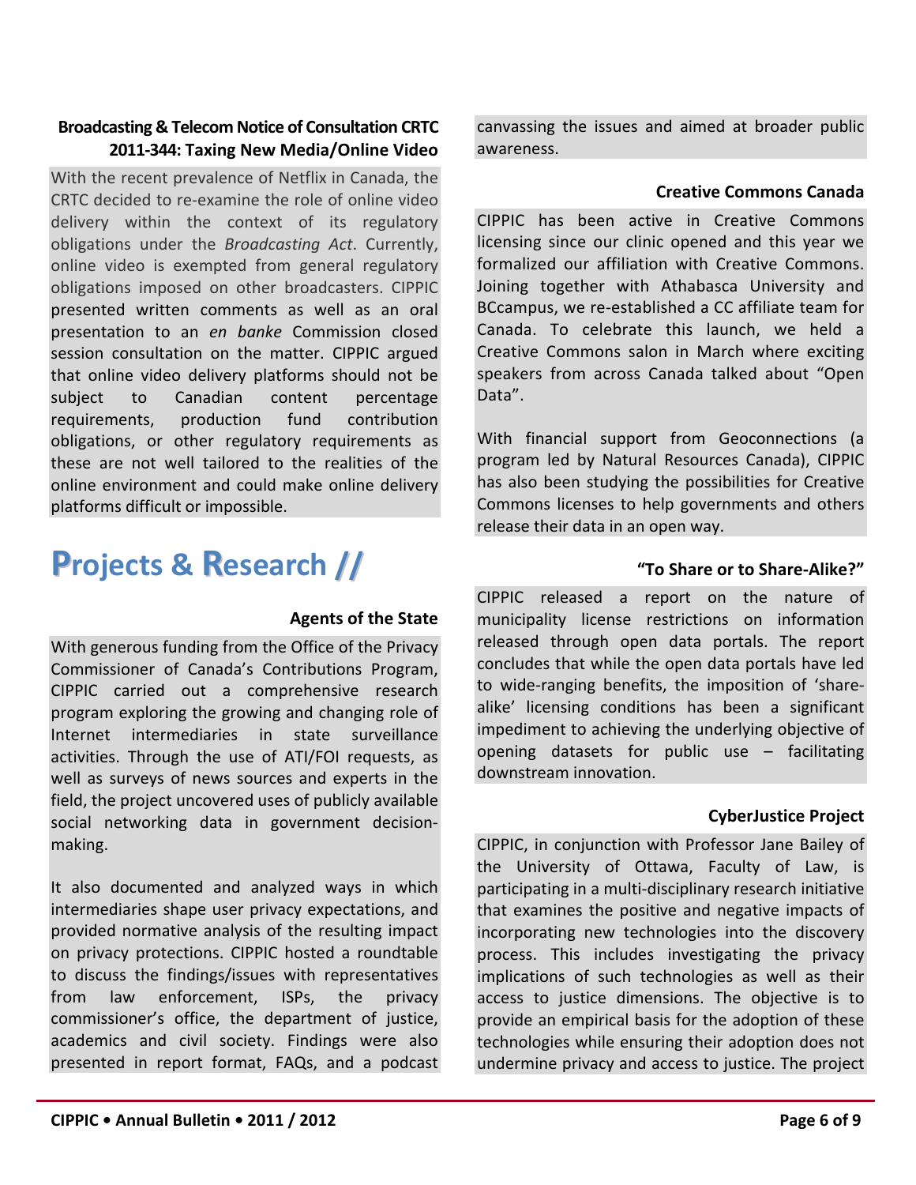### Broadcasting & Telecom Notice of Consultation CRTC 2011-344: Taxing New Media/Online Video

With the recent prevalence of Netflix in Canada, the CRTC decided to re-examine the role of online video delivery within the context of its regulatory obligations under the *Broadcasting Act*. Currently, online video is exempted from general regulatory obligations imposed on other broadcasters. CIPPIC presented written comments as well as an oral presentation to an *en banke* Commission closed session consultation on the matter. CIPPIC argued that online video delivery platforms should not be subject to Canadian content percentage requirements, production fund contribution obligations, or other regulatory requirements as these are not well tailored to the realities of the online environment and could make online delivery platforms difficult or impossible.

# Projects & Research //

### Agents of the State

With generous funding from the Office of the Privacy Commissioner of Canada's Contributions Program, CIPPIC carried out a comprehensive research program exploring the growing and changing role of Internet intermediaries in state surveillance activities. Through the use of ATI/FOI requests, as well as surveys of news sources and experts in the field, the project uncovered uses of publicly available social networking data in government decision-making.

It also documented and analyzed ways in which intermediaries shape user privacy expectations, and provided normative analysis of the resulting impact on privacy protections. CIPPIC hosted a roundtable to discuss the findings/issues with representatives from law enforcement, ISPs, the privacy commissioner's office, the department of justice, academics and civil society. Findings were also presented in report format, FAQs, and a podcast canvassing the issues and aimed at broader public awareness.

### Creative Commons Canada

CIPPIC has been active in Creative Commons licensing since our clinic opened and this year we formalized our affiliation with Creative Commons. Joining together with Athabasca University and BCcampus, we re-established a CC affiliate team for Canada. To celebrate this launch, we held a Creative Commons salon in March where exciting speakers from across Canada talked about "Open Data".

With financial support from Geoconnections (a program led by Natural Resources Canada), CIPPIC has also been studying the possibilities for Creative Commons licenses to help governments and others release their data in an open way.

### "To Share or to Share-Alike?"

CIPPIC released a report on the nature of municipality license restrictions on information released through open data portals. The report concludes that while the open data portals have led to wide-ranging benefits, the imposition of 'share-alike' licensing conditions has been a significant impediment to achieving the underlying objective of opening datasets for public use – facilitating downstream innovation.

### CyberJustice Project

CIPPIC, in conjunction with Professor Jane Bailey of the University of Ottawa, Faculty of Law, is participating in a multi-disciplinary research initiative that examines the positive and negative impacts of incorporating new technologies into the discovery process. This includes investigating the privacy implications of such technologies as well as their access to justice dimensions. The objective is to provide an empirical basis for the adoption of these technologies while ensuring their adoption does not undermine privacy and access to justice. The project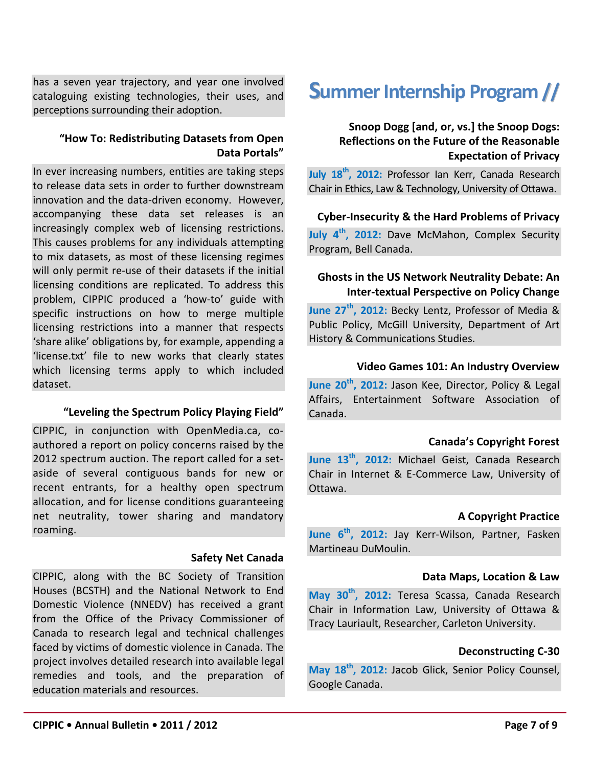has a seven year trajectory, and year one involved cataloguing existing technologies, their uses, and perceptions surrounding their adoption.

### "How To: Redistributing Datasets from Open Data Portals"

In ever increasing numbers, entities are taking steps to release data sets in order to further downstream innovation and the data-driven economy. However, accompanying these data set releases is an increasingly complex web of licensing restrictions. This causes problems for any individuals attempting to mix datasets, as most of these licensing regimes will only permit re-use of their datasets if the initial licensing conditions are replicated. To address this problem, CIPPIC produced a 'how-to' guide with specific instructions on how to merge multiple licensing restrictions into a manner that respects 'share alike' obligations by, for example, appending a 'license.txt' file to new works that clearly states which licensing terms apply to which included dataset.

### "Leveling the Spectrum Policy Playing Field"

CIPPIC, in conjunction with OpenMedia.ca, co-authored a report on policy concerns raised by the 2012 spectrum auction. The report called for a set-aside of several contiguous bands for new or recent entrants, for a healthy open spectrum allocation, and for license conditions guaranteeing net neutrality, tower sharing and mandatory roaming.

### Safety Net Canada

CIPPIC, along with the BC Society of Transition Houses (BCSTH) and the National Network to End Domestic Violence (NNEDV) has received a grant from the Office of the Privacy Commissioner of Canada to research legal and technical challenges faced by victims of domestic violence in Canada. The project involves detailed research into available legal remedies and tools, and the preparation of education materials and resources.

# Summer Internship Program //

### Snoop Dogg [and, or, vs.] the Snoop Dogs: Reflections on the Future of the Reasonable Expectation of Privacy

**July 18th, 2012:** Professor Ian Kerr, Canada Research Chair in Ethics, Law & Technology, University of Ottawa.

### Cyber-Insecurity & the Hard Problems of Privacy

**July 4th, 2012:** Dave McMahon, Complex Security Program, Bell Canada.

### Ghosts in the US Network Neutrality Debate: An Inter-textual Perspective on Policy Change

**June 27th, 2012:** Becky Lentz, Professor of Media & Public Policy, McGill University, Department of Art History & Communications Studies.

### Video Games 101: An Industry Overview

**June 20th, 2012:** Jason Kee, Director, Policy & Legal Affairs, Entertainment Software Association of Canada.

### Canada's Copyright Forest

**June 13th, 2012:** Michael Geist, Canada Research Chair in Internet & E-Commerce Law, University of Ottawa.

### A Copyright Practice

**June 6th, 2012:** Jay Kerr-Wilson, Partner, Fasken Martineau DuMoulin.

### Data Maps, Location & Law

**May 30th, 2012:** Teresa Scassa, Canada Research Chair in Information Law, University of Ottawa & Tracy Lauriault, Researcher, Carleton University.

### Deconstructing C-30

**May 18th, 2012:** Jacob Glick, Senior Policy Counsel, Google Canada.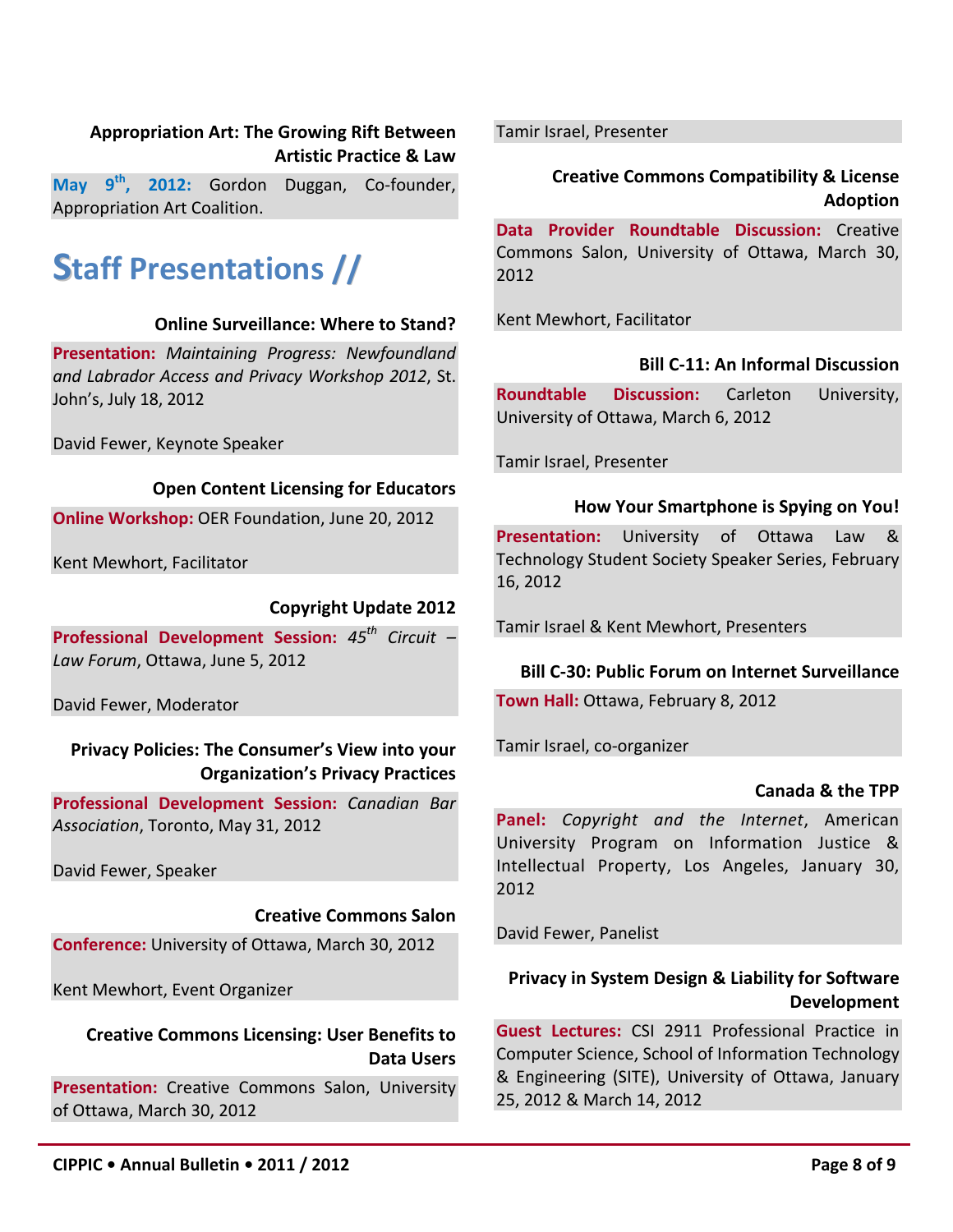### Appropriation Art: The Growing Rift Between Artistic Practice & Law

**May 9th, 2012:** Gordon Duggan, Co-founder, Appropriation Art Coalition.

# Staff Presentations //

### Online Surveillance: Where to Stand?

**Presentation:** *Maintaining Progress: Newfoundland and Labrador Access and Privacy Workshop 2012*, St. John's, July 18, 2012

David Fewer, Keynote Speaker

### Open Content Licensing for Educators

**Online Workshop:** OER Foundation, June 20, 2012

Kent Mewhort, Facilitator

### Copyright Update 2012

**Professional Development Session:** *45th Circuit – Law Forum*, Ottawa, June 5, 2012

David Fewer, Moderator

### Privacy Policies: The Consumer's View into your Organization's Privacy Practices

**Professional Development Session:** *Canadian Bar Association*, Toronto, May 31, 2012

David Fewer, Speaker

### Creative Commons Salon

**Conference:** University of Ottawa, March 30, 2012

Kent Mewhort, Event Organizer

### Creative Commons Licensing: User Benefits to Data Users

**Presentation:** Creative Commons Salon, University of Ottawa, March 30, 2012

Tamir Israel, Presenter

### Creative Commons Compatibility & License Adoption

**Data Provider Roundtable Discussion:** Creative Commons Salon, University of Ottawa, March 30, 2012

Kent Mewhort, Facilitator

### Bill C-11: An Informal Discussion

**Roundtable Discussion:** Carleton University, University of Ottawa, March 6, 2012

Tamir Israel, Presenter

### How Your Smartphone is Spying on You!

**Presentation:** University of Ottawa Law & Technology Student Society Speaker Series, February 16, 2012

Tamir Israel & Kent Mewhort, Presenters

### Bill C-30: Public Forum on Internet Surveillance

**Town Hall:** Ottawa, February 8, 2012

Tamir Israel, co-organizer

### Canada & the TPP

**Panel:** *Copyright and the Internet*, American University Program on Information Justice & Intellectual Property, Los Angeles, January 30, 2012

David Fewer, Panelist

### Privacy in System Design & Liability for Software Development

**Guest Lectures:** CSI 2911 Professional Practice in Computer Science, School of Information Technology & Engineering (SITE), University of Ottawa, January 25, 2012 & March 14, 2012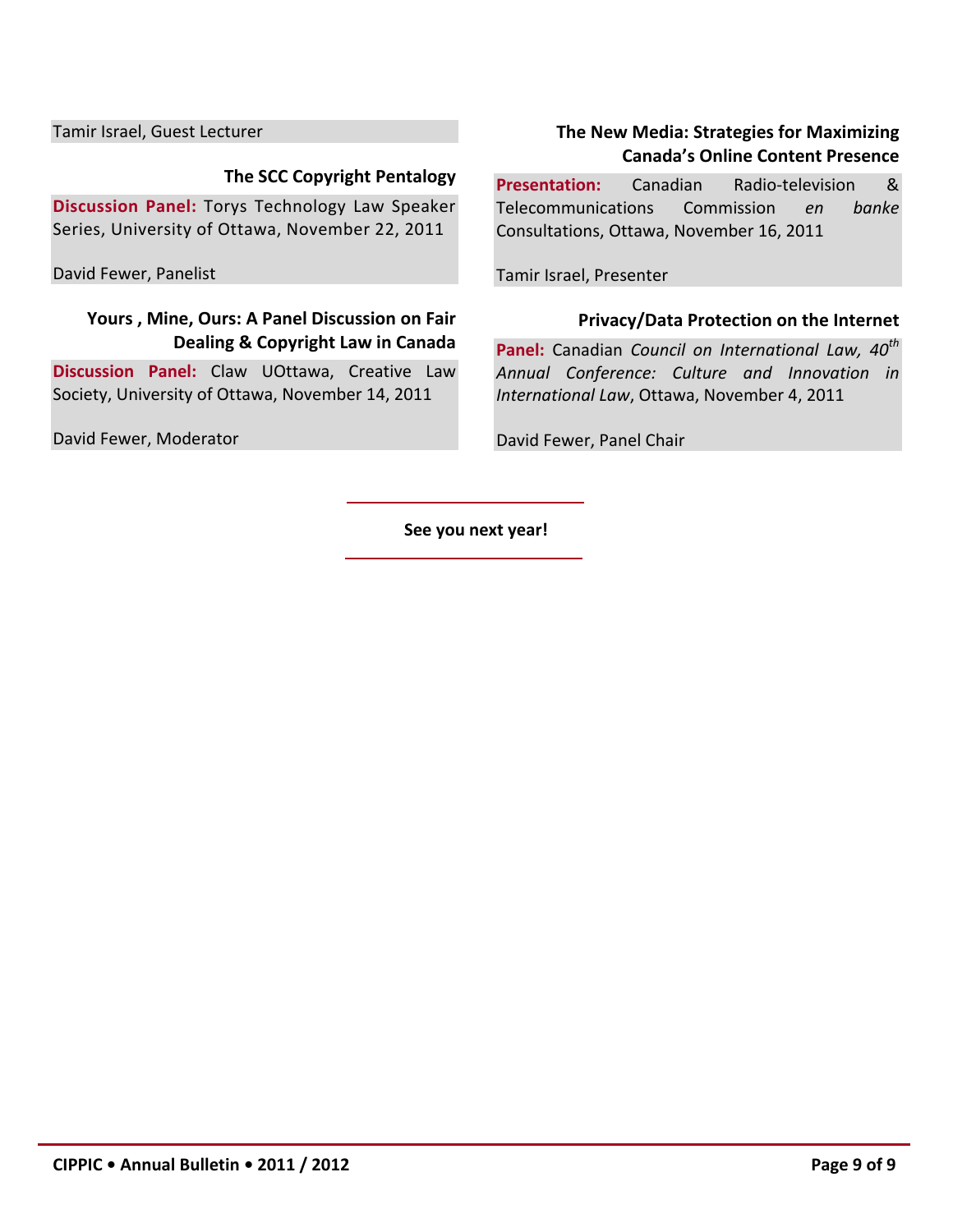Tamir Israel, Guest Lecturer

### The SCC Copyright Pentalogy

**Discussion Panel:** Torys Technology Law Speaker Series, University of Ottawa, November 22, 2011

David Fewer, Panelist

### Yours , Mine, Ours: A Panel Discussion on Fair Dealing & Copyright Law in Canada

**Discussion Panel:** Claw UOttawa, Creative Law Society, University of Ottawa, November 14, 2011

David Fewer, Moderator

### The New Media: Strategies for Maximizing Canada's Online Content Presence

**Presentation:** Canadian Radio-television & Telecommunications Commission *en banke* Consultations, Ottawa, November 16, 2011

Tamir Israel, Presenter

### Privacy/Data Protection on the Internet

**Panel:** Canadian *Council on International Law, 40th Annual Conference: Culture and Innovation in International Law*, Ottawa, November 4, 2011

David Fewer, Panel Chair

---

**See you next year!**

---